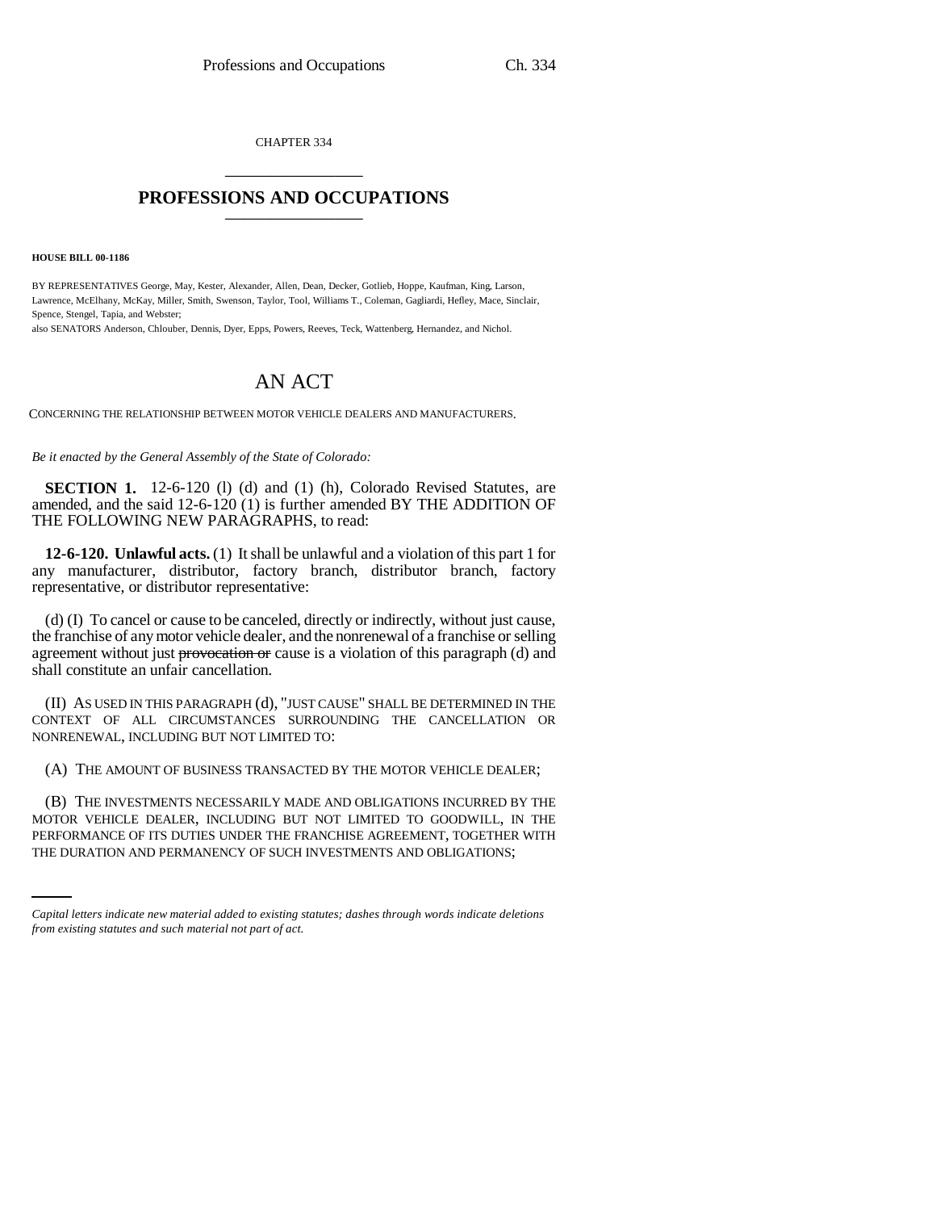CHAPTER 334

# PROFESSIONS AND OCCUPATIONS

**HOUSE BILL 00-1186**

BY REPRESENTATIVES George, May, Kester, Alexander, Allen, Dean, Decker, Gotlieb, Hoppe, Kaufman, King, Larson, Lawrence, McElhany, McKay, Miller, Smith, Swenson, Taylor, Tool, Williams T., Coleman, Gagliardi, Hefley, Mace, Sinclair, Spence, Stengel, Tapia, and Webster;
also SENATORS Anderson, Chlouber, Dennis, Dyer, Epps, Powers, Reeves, Teck, Wattenberg, Hernandez, and Nichol.

# AN ACT

CONCERNING THE RELATIONSHIP BETWEEN MOTOR VEHICLE DEALERS AND MANUFACTURERS.

*Be it enacted by the General Assembly of the State of Colorado:*

**SECTION 1.** 12-6-120 (l) (d) and (1) (h), Colorado Revised Statutes, are amended, and the said 12-6-120 (1) is further amended BY THE ADDITION OF THE FOLLOWING NEW PARAGRAPHS, to read:

**12-6-120. Unlawful acts.** (1) It shall be unlawful and a violation of this part 1 for any manufacturer, distributor, factory branch, distributor branch, factory representative, or distributor representative:

(d) (I) To cancel or cause to be canceled, directly or indirectly, without just cause, the franchise of any motor vehicle dealer, and the nonrenewal of a franchise or selling agreement without just ~~provocation or~~ cause is a violation of this paragraph (d) and shall constitute an unfair cancellation.

(II) AS USED IN THIS PARAGRAPH (d), "JUST CAUSE" SHALL BE DETERMINED IN THE CONTEXT OF ALL CIRCUMSTANCES SURROUNDING THE CANCELLATION OR NONRENEWAL, INCLUDING BUT NOT LIMITED TO:

(A) THE AMOUNT OF BUSINESS TRANSACTED BY THE MOTOR VEHICLE DEALER;

(B) THE INVESTMENTS NECESSARILY MADE AND OBLIGATIONS INCURRED BY THE MOTOR VEHICLE DEALER, INCLUDING BUT NOT LIMITED TO GOODWILL, IN THE PERFORMANCE OF ITS DUTIES UNDER THE FRANCHISE AGREEMENT, TOGETHER WITH THE DURATION AND PERMANENCY OF SUCH INVESTMENTS AND OBLIGATIONS;

*Capital letters indicate new material added to existing statutes; dashes through words indicate deletions from existing statutes and such material not part of act.*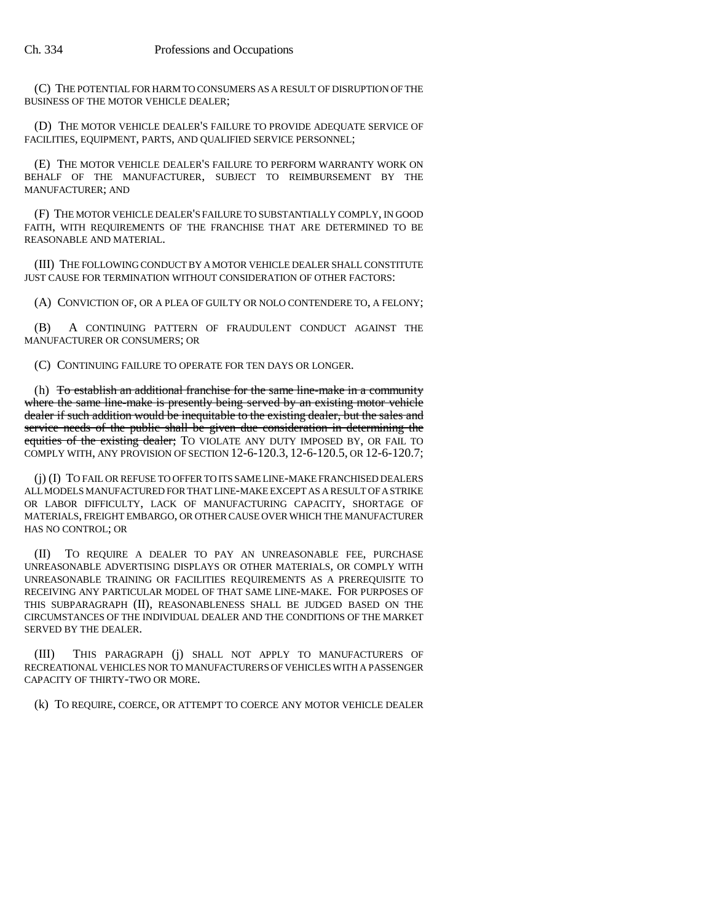(C) THE POTENTIAL FOR HARM TO CONSUMERS AS A RESULT OF DISRUPTION OF THE BUSINESS OF THE MOTOR VEHICLE DEALER;

(D) THE MOTOR VEHICLE DEALER'S FAILURE TO PROVIDE ADEQUATE SERVICE OF FACILITIES, EQUIPMENT, PARTS, AND QUALIFIED SERVICE PERSONNEL;

(E) THE MOTOR VEHICLE DEALER'S FAILURE TO PERFORM WARRANTY WORK ON BEHALF OF THE MANUFACTURER, SUBJECT TO REIMBURSEMENT BY THE MANUFACTURER; AND

(F) THE MOTOR VEHICLE DEALER'S FAILURE TO SUBSTANTIALLY COMPLY, IN GOOD FAITH, WITH REQUIREMENTS OF THE FRANCHISE THAT ARE DETERMINED TO BE REASONABLE AND MATERIAL.

(III) THE FOLLOWING CONDUCT BY A MOTOR VEHICLE DEALER SHALL CONSTITUTE JUST CAUSE FOR TERMINATION WITHOUT CONSIDERATION OF OTHER FACTORS:

(A) CONVICTION OF, OR A PLEA OF GUILTY OR NOLO CONTENDERE TO, A FELONY;

(B) A CONTINUING PATTERN OF FRAUDULENT CONDUCT AGAINST THE MANUFACTURER OR CONSUMERS; OR

(C) CONTINUING FAILURE TO OPERATE FOR TEN DAYS OR LONGER.

(h) ~~To establish an additional franchise for the same line-make in a community where the same line-make is presently being served by an existing motor vehicle dealer if such addition would be inequitable to the existing dealer, but the sales and service needs of the public shall be given due consideration in determining the equities of the existing dealer;~~ TO VIOLATE ANY DUTY IMPOSED BY, OR FAIL TO COMPLY WITH, ANY PROVISION OF SECTION 12-6-120.3, 12-6-120.5, OR 12-6-120.7;

(j) (I) TO FAIL OR REFUSE TO OFFER TO ITS SAME LINE-MAKE FRANCHISED DEALERS ALL MODELS MANUFACTURED FOR THAT LINE-MAKE EXCEPT AS A RESULT OF A STRIKE OR LABOR DIFFICULTY, LACK OF MANUFACTURING CAPACITY, SHORTAGE OF MATERIALS, FREIGHT EMBARGO, OR OTHER CAUSE OVER WHICH THE MANUFACTURER HAS NO CONTROL; OR

(II) TO REQUIRE A DEALER TO PAY AN UNREASONABLE FEE, PURCHASE UNREASONABLE ADVERTISING DISPLAYS OR OTHER MATERIALS, OR COMPLY WITH UNREASONABLE TRAINING OR FACILITIES REQUIREMENTS AS A PREREQUISITE TO RECEIVING ANY PARTICULAR MODEL OF THAT SAME LINE-MAKE. FOR PURPOSES OF THIS SUBPARAGRAPH (II), REASONABLENESS SHALL BE JUDGED BASED ON THE CIRCUMSTANCES OF THE INDIVIDUAL DEALER AND THE CONDITIONS OF THE MARKET SERVED BY THE DEALER.

(III) THIS PARAGRAPH (j) SHALL NOT APPLY TO MANUFACTURERS OF RECREATIONAL VEHICLES NOR TO MANUFACTURERS OF VEHICLES WITH A PASSENGER CAPACITY OF THIRTY-TWO OR MORE.

(k) TO REQUIRE, COERCE, OR ATTEMPT TO COERCE ANY MOTOR VEHICLE DEALER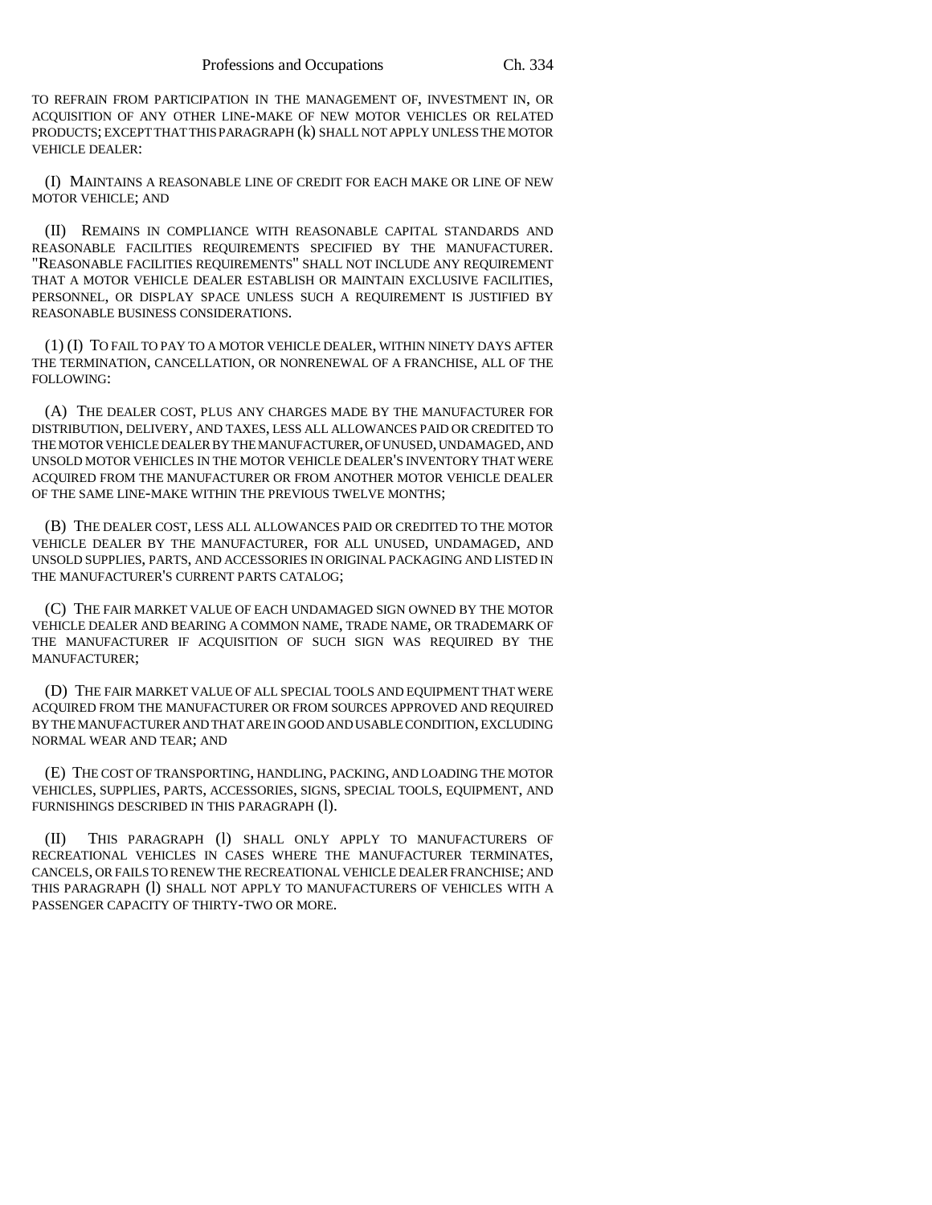TO REFRAIN FROM PARTICIPATION IN THE MANAGEMENT OF, INVESTMENT IN, OR ACQUISITION OF ANY OTHER LINE-MAKE OF NEW MOTOR VEHICLES OR RELATED PRODUCTS; EXCEPT THAT THIS PARAGRAPH (k) SHALL NOT APPLY UNLESS THE MOTOR VEHICLE DEALER:

(I) MAINTAINS A REASONABLE LINE OF CREDIT FOR EACH MAKE OR LINE OF NEW MOTOR VEHICLE; AND

(II) REMAINS IN COMPLIANCE WITH REASONABLE CAPITAL STANDARDS AND REASONABLE FACILITIES REQUIREMENTS SPECIFIED BY THE MANUFACTURER. "REASONABLE FACILITIES REQUIREMENTS" SHALL NOT INCLUDE ANY REQUIREMENT THAT A MOTOR VEHICLE DEALER ESTABLISH OR MAINTAIN EXCLUSIVE FACILITIES, PERSONNEL, OR DISPLAY SPACE UNLESS SUCH A REQUIREMENT IS JUSTIFIED BY REASONABLE BUSINESS CONSIDERATIONS.

(1) (I) TO FAIL TO PAY TO A MOTOR VEHICLE DEALER, WITHIN NINETY DAYS AFTER THE TERMINATION, CANCELLATION, OR NONRENEWAL OF A FRANCHISE, ALL OF THE FOLLOWING:

(A) THE DEALER COST, PLUS ANY CHARGES MADE BY THE MANUFACTURER FOR DISTRIBUTION, DELIVERY, AND TAXES, LESS ALL ALLOWANCES PAID OR CREDITED TO THE MOTOR VEHICLE DEALER BY THE MANUFACTURER, OF UNUSED, UNDAMAGED, AND UNSOLD MOTOR VEHICLES IN THE MOTOR VEHICLE DEALER'S INVENTORY THAT WERE ACQUIRED FROM THE MANUFACTURER OR FROM ANOTHER MOTOR VEHICLE DEALER OF THE SAME LINE-MAKE WITHIN THE PREVIOUS TWELVE MONTHS;

(B) THE DEALER COST, LESS ALL ALLOWANCES PAID OR CREDITED TO THE MOTOR VEHICLE DEALER BY THE MANUFACTURER, FOR ALL UNUSED, UNDAMAGED, AND UNSOLD SUPPLIES, PARTS, AND ACCESSORIES IN ORIGINAL PACKAGING AND LISTED IN THE MANUFACTURER'S CURRENT PARTS CATALOG;

(C) THE FAIR MARKET VALUE OF EACH UNDAMAGED SIGN OWNED BY THE MOTOR VEHICLE DEALER AND BEARING A COMMON NAME, TRADE NAME, OR TRADEMARK OF THE MANUFACTURER IF ACQUISITION OF SUCH SIGN WAS REQUIRED BY THE MANUFACTURER;

(D) THE FAIR MARKET VALUE OF ALL SPECIAL TOOLS AND EQUIPMENT THAT WERE ACQUIRED FROM THE MANUFACTURER OR FROM SOURCES APPROVED AND REQUIRED BY THE MANUFACTURER AND THAT ARE IN GOOD AND USABLE CONDITION, EXCLUDING NORMAL WEAR AND TEAR; AND

(E) THE COST OF TRANSPORTING, HANDLING, PACKING, AND LOADING THE MOTOR VEHICLES, SUPPLIES, PARTS, ACCESSORIES, SIGNS, SPECIAL TOOLS, EQUIPMENT, AND FURNISHINGS DESCRIBED IN THIS PARAGRAPH (l).

(II) THIS PARAGRAPH (l) SHALL ONLY APPLY TO MANUFACTURERS OF RECREATIONAL VEHICLES IN CASES WHERE THE MANUFACTURER TERMINATES, CANCELS, OR FAILS TO RENEW THE RECREATIONAL VEHICLE DEALER FRANCHISE; AND THIS PARAGRAPH (l) SHALL NOT APPLY TO MANUFACTURERS OF VEHICLES WITH A PASSENGER CAPACITY OF THIRTY-TWO OR MORE.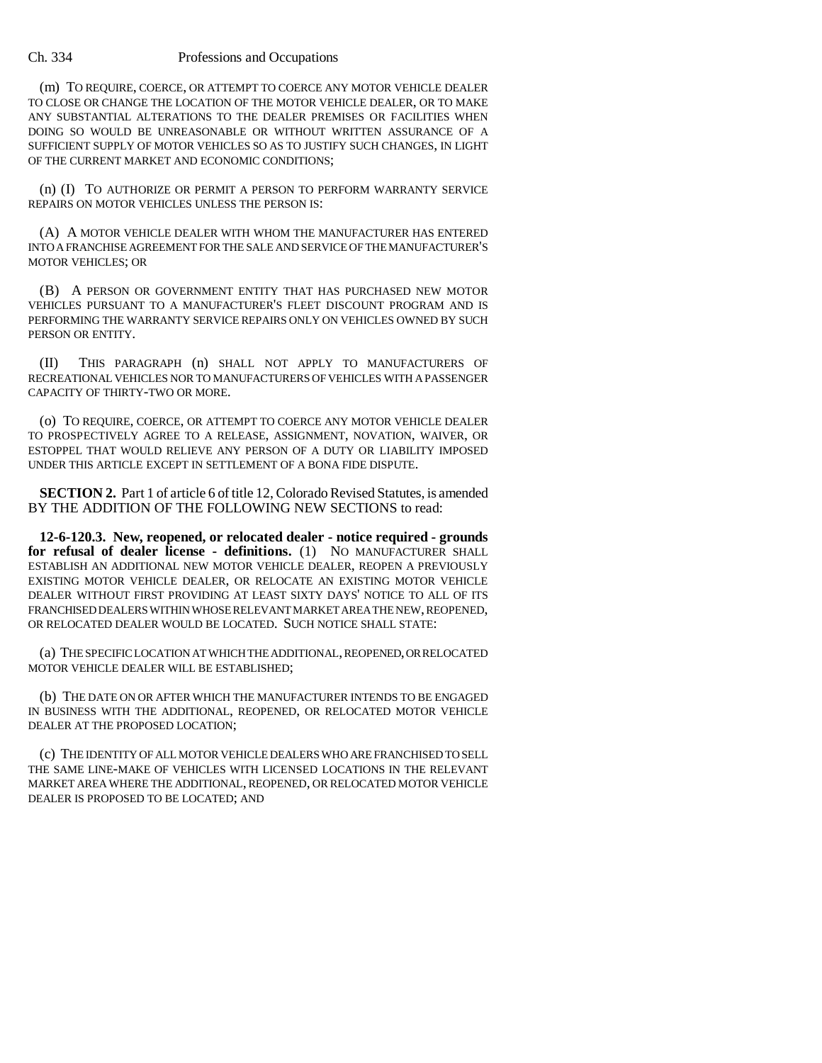(m) TO REQUIRE, COERCE, OR ATTEMPT TO COERCE ANY MOTOR VEHICLE DEALER TO CLOSE OR CHANGE THE LOCATION OF THE MOTOR VEHICLE DEALER, OR TO MAKE ANY SUBSTANTIAL ALTERATIONS TO THE DEALER PREMISES OR FACILITIES WHEN DOING SO WOULD BE UNREASONABLE OR WITHOUT WRITTEN ASSURANCE OF A SUFFICIENT SUPPLY OF MOTOR VEHICLES SO AS TO JUSTIFY SUCH CHANGES, IN LIGHT OF THE CURRENT MARKET AND ECONOMIC CONDITIONS;

(n) (I) TO AUTHORIZE OR PERMIT A PERSON TO PERFORM WARRANTY SERVICE REPAIRS ON MOTOR VEHICLES UNLESS THE PERSON IS:

(A) A MOTOR VEHICLE DEALER WITH WHOM THE MANUFACTURER HAS ENTERED INTO A FRANCHISE AGREEMENT FOR THE SALE AND SERVICE OF THE MANUFACTURER'S MOTOR VEHICLES; OR

(B) A PERSON OR GOVERNMENT ENTITY THAT HAS PURCHASED NEW MOTOR VEHICLES PURSUANT TO A MANUFACTURER'S FLEET DISCOUNT PROGRAM AND IS PERFORMING THE WARRANTY SERVICE REPAIRS ONLY ON VEHICLES OWNED BY SUCH PERSON OR ENTITY.

(II) THIS PARAGRAPH (n) SHALL NOT APPLY TO MANUFACTURERS OF RECREATIONAL VEHICLES NOR TO MANUFACTURERS OF VEHICLES WITH A PASSENGER CAPACITY OF THIRTY-TWO OR MORE.

(o) TO REQUIRE, COERCE, OR ATTEMPT TO COERCE ANY MOTOR VEHICLE DEALER TO PROSPECTIVELY AGREE TO A RELEASE, ASSIGNMENT, NOVATION, WAIVER, OR ESTOPPEL THAT WOULD RELIEVE ANY PERSON OF A DUTY OR LIABILITY IMPOSED UNDER THIS ARTICLE EXCEPT IN SETTLEMENT OF A BONA FIDE DISPUTE.

**SECTION 2.** Part 1 of article 6 of title 12, Colorado Revised Statutes, is amended BY THE ADDITION OF THE FOLLOWING NEW SECTIONS to read:

**12-6-120.3. New, reopened, or relocated dealer - notice required - grounds for refusal of dealer license - definitions.** (1) NO MANUFACTURER SHALL ESTABLISH AN ADDITIONAL NEW MOTOR VEHICLE DEALER, REOPEN A PREVIOUSLY EXISTING MOTOR VEHICLE DEALER, OR RELOCATE AN EXISTING MOTOR VEHICLE DEALER WITHOUT FIRST PROVIDING AT LEAST SIXTY DAYS' NOTICE TO ALL OF ITS FRANCHISED DEALERS WITHIN WHOSE RELEVANT MARKET AREA THE NEW, REOPENED, OR RELOCATED DEALER WOULD BE LOCATED. SUCH NOTICE SHALL STATE:

(a) THE SPECIFIC LOCATION AT WHICH THE ADDITIONAL, REOPENED, OR RELOCATED MOTOR VEHICLE DEALER WILL BE ESTABLISHED;

(b) THE DATE ON OR AFTER WHICH THE MANUFACTURER INTENDS TO BE ENGAGED IN BUSINESS WITH THE ADDITIONAL, REOPENED, OR RELOCATED MOTOR VEHICLE DEALER AT THE PROPOSED LOCATION;

(c) THE IDENTITY OF ALL MOTOR VEHICLE DEALERS WHO ARE FRANCHISED TO SELL THE SAME LINE-MAKE OF VEHICLES WITH LICENSED LOCATIONS IN THE RELEVANT MARKET AREA WHERE THE ADDITIONAL, REOPENED, OR RELOCATED MOTOR VEHICLE DEALER IS PROPOSED TO BE LOCATED; AND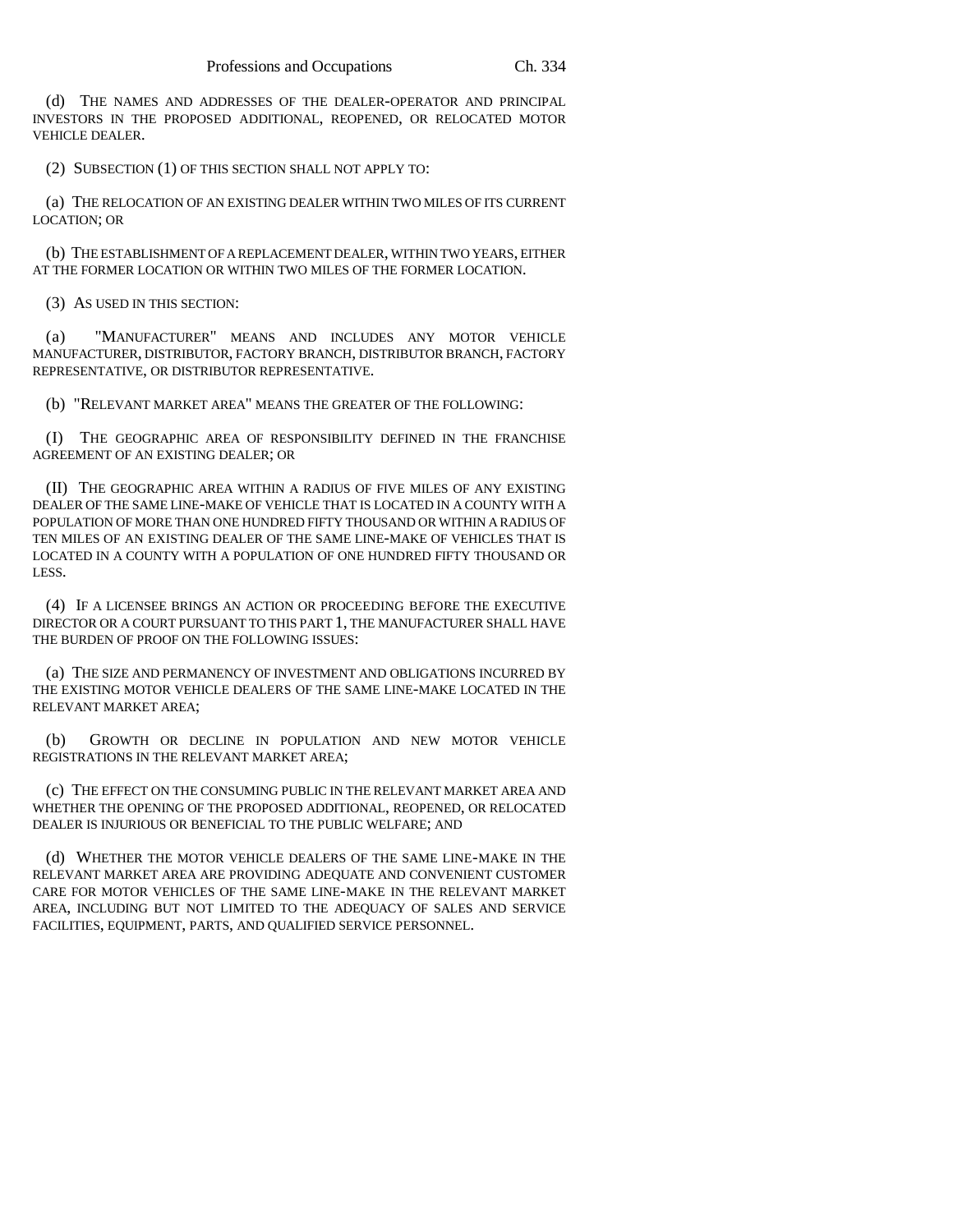(d) THE NAMES AND ADDRESSES OF THE DEALER-OPERATOR AND PRINCIPAL INVESTORS IN THE PROPOSED ADDITIONAL, REOPENED, OR RELOCATED MOTOR VEHICLE DEALER.

(2) SUBSECTION (1) OF THIS SECTION SHALL NOT APPLY TO:

(a) THE RELOCATION OF AN EXISTING DEALER WITHIN TWO MILES OF ITS CURRENT LOCATION; OR

(b) THE ESTABLISHMENT OF A REPLACEMENT DEALER, WITHIN TWO YEARS, EITHER AT THE FORMER LOCATION OR WITHIN TWO MILES OF THE FORMER LOCATION.

(3) AS USED IN THIS SECTION:

(a) "MANUFACTURER" MEANS AND INCLUDES ANY MOTOR VEHICLE MANUFACTURER, DISTRIBUTOR, FACTORY BRANCH, DISTRIBUTOR BRANCH, FACTORY REPRESENTATIVE, OR DISTRIBUTOR REPRESENTATIVE.

(b) "RELEVANT MARKET AREA" MEANS THE GREATER OF THE FOLLOWING:

(I) THE GEOGRAPHIC AREA OF RESPONSIBILITY DEFINED IN THE FRANCHISE AGREEMENT OF AN EXISTING DEALER; OR

(II) THE GEOGRAPHIC AREA WITHIN A RADIUS OF FIVE MILES OF ANY EXISTING DEALER OF THE SAME LINE-MAKE OF VEHICLE THAT IS LOCATED IN A COUNTY WITH A POPULATION OF MORE THAN ONE HUNDRED FIFTY THOUSAND OR WITHIN A RADIUS OF TEN MILES OF AN EXISTING DEALER OF THE SAME LINE-MAKE OF VEHICLES THAT IS LOCATED IN A COUNTY WITH A POPULATION OF ONE HUNDRED FIFTY THOUSAND OR LESS.

(4) IF A LICENSEE BRINGS AN ACTION OR PROCEEDING BEFORE THE EXECUTIVE DIRECTOR OR A COURT PURSUANT TO THIS PART 1, THE MANUFACTURER SHALL HAVE THE BURDEN OF PROOF ON THE FOLLOWING ISSUES:

(a) THE SIZE AND PERMANENCY OF INVESTMENT AND OBLIGATIONS INCURRED BY THE EXISTING MOTOR VEHICLE DEALERS OF THE SAME LINE-MAKE LOCATED IN THE RELEVANT MARKET AREA;

(b) GROWTH OR DECLINE IN POPULATION AND NEW MOTOR VEHICLE REGISTRATIONS IN THE RELEVANT MARKET AREA;

(c) THE EFFECT ON THE CONSUMING PUBLIC IN THE RELEVANT MARKET AREA AND WHETHER THE OPENING OF THE PROPOSED ADDITIONAL, REOPENED, OR RELOCATED DEALER IS INJURIOUS OR BENEFICIAL TO THE PUBLIC WELFARE; AND

(d) WHETHER THE MOTOR VEHICLE DEALERS OF THE SAME LINE-MAKE IN THE RELEVANT MARKET AREA ARE PROVIDING ADEQUATE AND CONVENIENT CUSTOMER CARE FOR MOTOR VEHICLES OF THE SAME LINE-MAKE IN THE RELEVANT MARKET AREA, INCLUDING BUT NOT LIMITED TO THE ADEQUACY OF SALES AND SERVICE FACILITIES, EQUIPMENT, PARTS, AND QUALIFIED SERVICE PERSONNEL.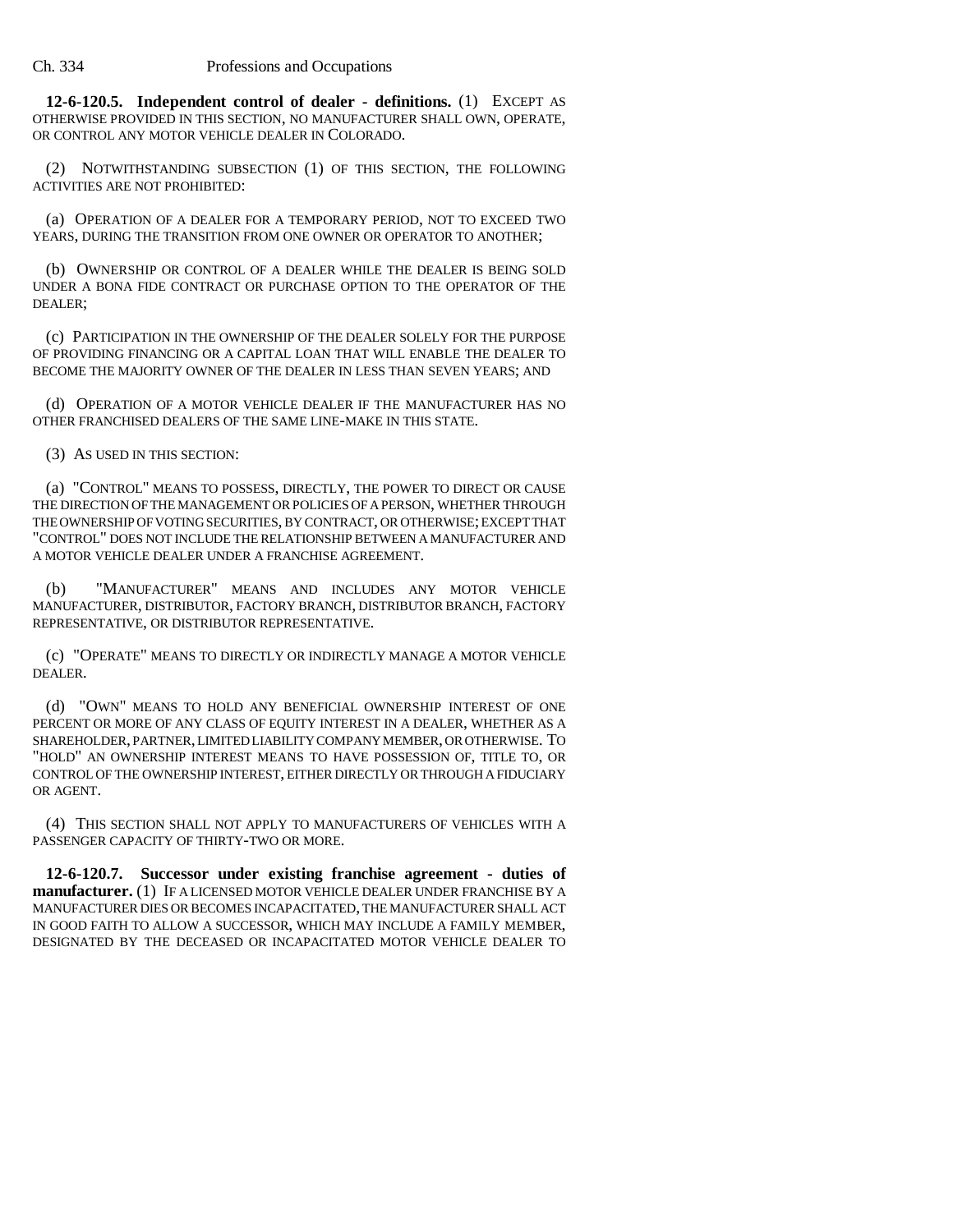**12-6-120.5. Independent control of dealer - definitions.** (1) EXCEPT AS OTHERWISE PROVIDED IN THIS SECTION, NO MANUFACTURER SHALL OWN, OPERATE, OR CONTROL ANY MOTOR VEHICLE DEALER IN COLORADO.

(2) NOTWITHSTANDING SUBSECTION (1) OF THIS SECTION, THE FOLLOWING ACTIVITIES ARE NOT PROHIBITED:

(a) OPERATION OF A DEALER FOR A TEMPORARY PERIOD, NOT TO EXCEED TWO YEARS, DURING THE TRANSITION FROM ONE OWNER OR OPERATOR TO ANOTHER;

(b) OWNERSHIP OR CONTROL OF A DEALER WHILE THE DEALER IS BEING SOLD UNDER A BONA FIDE CONTRACT OR PURCHASE OPTION TO THE OPERATOR OF THE DEALER;

(c) PARTICIPATION IN THE OWNERSHIP OF THE DEALER SOLELY FOR THE PURPOSE OF PROVIDING FINANCING OR A CAPITAL LOAN THAT WILL ENABLE THE DEALER TO BECOME THE MAJORITY OWNER OF THE DEALER IN LESS THAN SEVEN YEARS; AND

(d) OPERATION OF A MOTOR VEHICLE DEALER IF THE MANUFACTURER HAS NO OTHER FRANCHISED DEALERS OF THE SAME LINE-MAKE IN THIS STATE.

(3) AS USED IN THIS SECTION:

(a) "CONTROL" MEANS TO POSSESS, DIRECTLY, THE POWER TO DIRECT OR CAUSE THE DIRECTION OF THE MANAGEMENT OR POLICIES OF A PERSON, WHETHER THROUGH THE OWNERSHIP OF VOTING SECURITIES, BY CONTRACT, OR OTHERWISE; EXCEPT THAT "CONTROL" DOES NOT INCLUDE THE RELATIONSHIP BETWEEN A MANUFACTURER AND A MOTOR VEHICLE DEALER UNDER A FRANCHISE AGREEMENT.

(b) "MANUFACTURER" MEANS AND INCLUDES ANY MOTOR VEHICLE MANUFACTURER, DISTRIBUTOR, FACTORY BRANCH, DISTRIBUTOR BRANCH, FACTORY REPRESENTATIVE, OR DISTRIBUTOR REPRESENTATIVE.

(c) "OPERATE" MEANS TO DIRECTLY OR INDIRECTLY MANAGE A MOTOR VEHICLE DEALER.

(d) "OWN" MEANS TO HOLD ANY BENEFICIAL OWNERSHIP INTEREST OF ONE PERCENT OR MORE OF ANY CLASS OF EQUITY INTEREST IN A DEALER, WHETHER AS A SHAREHOLDER, PARTNER, LIMITED LIABILITY COMPANY MEMBER, OR OTHERWISE. TO "HOLD" AN OWNERSHIP INTEREST MEANS TO HAVE POSSESSION OF, TITLE TO, OR CONTROL OF THE OWNERSHIP INTEREST, EITHER DIRECTLY OR THROUGH A FIDUCIARY OR AGENT.

(4) THIS SECTION SHALL NOT APPLY TO MANUFACTURERS OF VEHICLES WITH A PASSENGER CAPACITY OF THIRTY-TWO OR MORE.

**12-6-120.7. Successor under existing franchise agreement - duties of manufacturer.** (1) IF A LICENSED MOTOR VEHICLE DEALER UNDER FRANCHISE BY A MANUFACTURER DIES OR BECOMES INCAPACITATED, THE MANUFACTURER SHALL ACT IN GOOD FAITH TO ALLOW A SUCCESSOR, WHICH MAY INCLUDE A FAMILY MEMBER, DESIGNATED BY THE DECEASED OR INCAPACITATED MOTOR VEHICLE DEALER TO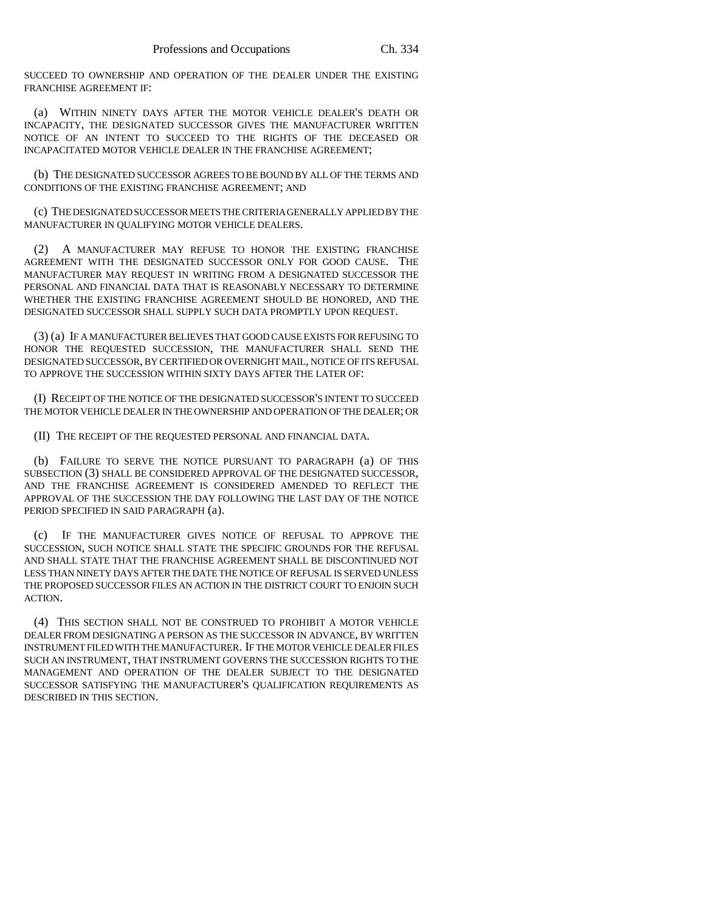SUCCEED TO OWNERSHIP AND OPERATION OF THE DEALER UNDER THE EXISTING FRANCHISE AGREEMENT IF:

(a) WITHIN NINETY DAYS AFTER THE MOTOR VEHICLE DEALER'S DEATH OR INCAPACITY, THE DESIGNATED SUCCESSOR GIVES THE MANUFACTURER WRITTEN NOTICE OF AN INTENT TO SUCCEED TO THE RIGHTS OF THE DECEASED OR INCAPACITATED MOTOR VEHICLE DEALER IN THE FRANCHISE AGREEMENT;

(b) THE DESIGNATED SUCCESSOR AGREES TO BE BOUND BY ALL OF THE TERMS AND CONDITIONS OF THE EXISTING FRANCHISE AGREEMENT; AND

(c) THE DESIGNATED SUCCESSOR MEETS THE CRITERIA GENERALLY APPLIED BY THE MANUFACTURER IN QUALIFYING MOTOR VEHICLE DEALERS.

(2) A MANUFACTURER MAY REFUSE TO HONOR THE EXISTING FRANCHISE AGREEMENT WITH THE DESIGNATED SUCCESSOR ONLY FOR GOOD CAUSE. THE MANUFACTURER MAY REQUEST IN WRITING FROM A DESIGNATED SUCCESSOR THE PERSONAL AND FINANCIAL DATA THAT IS REASONABLY NECESSARY TO DETERMINE WHETHER THE EXISTING FRANCHISE AGREEMENT SHOULD BE HONORED, AND THE DESIGNATED SUCCESSOR SHALL SUPPLY SUCH DATA PROMPTLY UPON REQUEST.

(3) (a) IF A MANUFACTURER BELIEVES THAT GOOD CAUSE EXISTS FOR REFUSING TO HONOR THE REQUESTED SUCCESSION, THE MANUFACTURER SHALL SEND THE DESIGNATED SUCCESSOR, BY CERTIFIED OR OVERNIGHT MAIL, NOTICE OF ITS REFUSAL TO APPROVE THE SUCCESSION WITHIN SIXTY DAYS AFTER THE LATER OF:

(I) RECEIPT OF THE NOTICE OF THE DESIGNATED SUCCESSOR'S INTENT TO SUCCEED THE MOTOR VEHICLE DEALER IN THE OWNERSHIP AND OPERATION OF THE DEALER; OR

(II) THE RECEIPT OF THE REQUESTED PERSONAL AND FINANCIAL DATA.

(b) FAILURE TO SERVE THE NOTICE PURSUANT TO PARAGRAPH (a) OF THIS SUBSECTION (3) SHALL BE CONSIDERED APPROVAL OF THE DESIGNATED SUCCESSOR, AND THE FRANCHISE AGREEMENT IS CONSIDERED AMENDED TO REFLECT THE APPROVAL OF THE SUCCESSION THE DAY FOLLOWING THE LAST DAY OF THE NOTICE PERIOD SPECIFIED IN SAID PARAGRAPH (a).

(c) IF THE MANUFACTURER GIVES NOTICE OF REFUSAL TO APPROVE THE SUCCESSION, SUCH NOTICE SHALL STATE THE SPECIFIC GROUNDS FOR THE REFUSAL AND SHALL STATE THAT THE FRANCHISE AGREEMENT SHALL BE DISCONTINUED NOT LESS THAN NINETY DAYS AFTER THE DATE THE NOTICE OF REFUSAL IS SERVED UNLESS THE PROPOSED SUCCESSOR FILES AN ACTION IN THE DISTRICT COURT TO ENJOIN SUCH ACTION.

(4) THIS SECTION SHALL NOT BE CONSTRUED TO PROHIBIT A MOTOR VEHICLE DEALER FROM DESIGNATING A PERSON AS THE SUCCESSOR IN ADVANCE, BY WRITTEN INSTRUMENT FILED WITH THE MANUFACTURER. IF THE MOTOR VEHICLE DEALER FILES SUCH AN INSTRUMENT, THAT INSTRUMENT GOVERNS THE SUCCESSION RIGHTS TO THE MANAGEMENT AND OPERATION OF THE DEALER SUBJECT TO THE DESIGNATED SUCCESSOR SATISFYING THE MANUFACTURER'S QUALIFICATION REQUIREMENTS AS DESCRIBED IN THIS SECTION.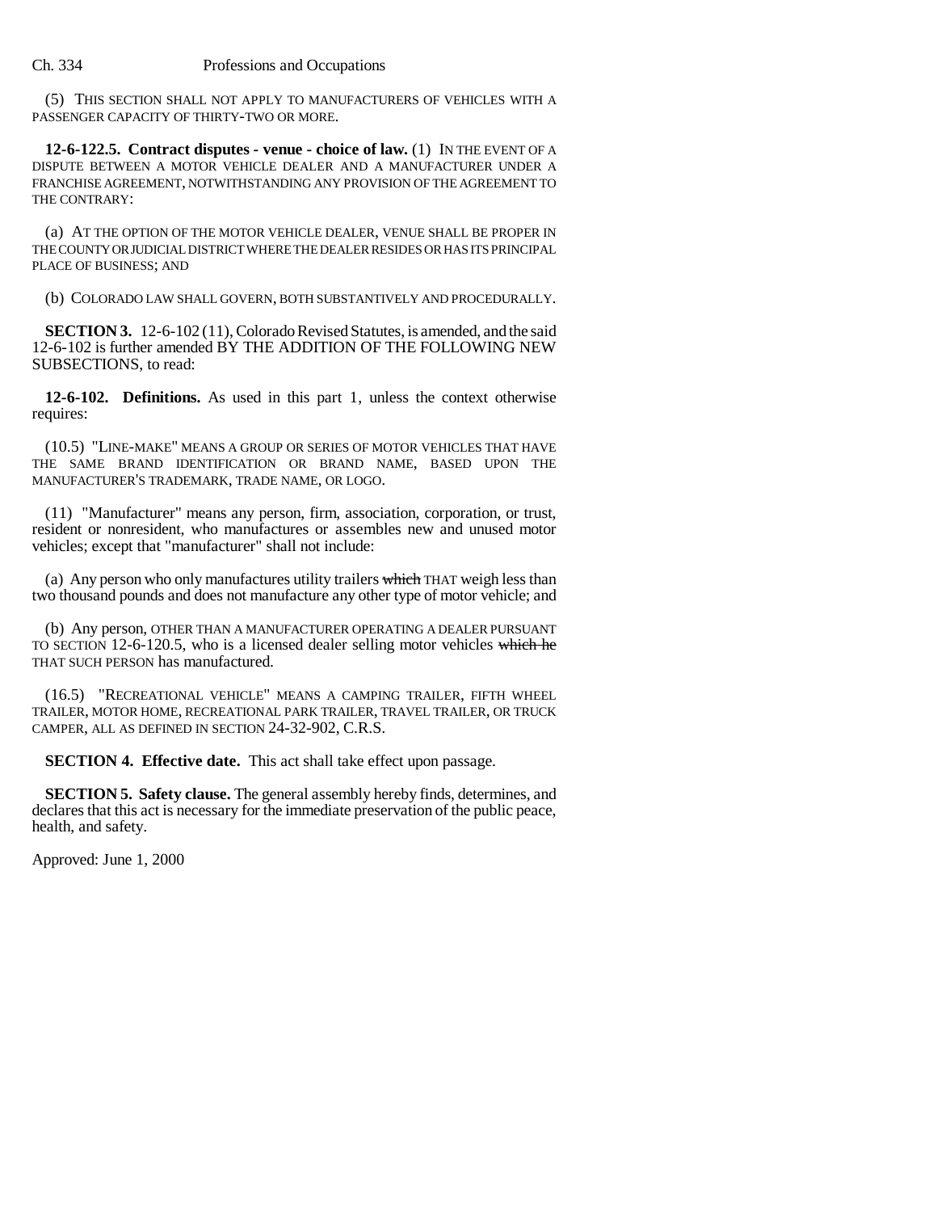(5) THIS SECTION SHALL NOT APPLY TO MANUFACTURERS OF VEHICLES WITH A PASSENGER CAPACITY OF THIRTY-TWO OR MORE.

**12-6-122.5. Contract disputes - venue - choice of law.** (1) IN THE EVENT OF A DISPUTE BETWEEN A MOTOR VEHICLE DEALER AND A MANUFACTURER UNDER A FRANCHISE AGREEMENT, NOTWITHSTANDING ANY PROVISION OF THE AGREEMENT TO THE CONTRARY:

(a) AT THE OPTION OF THE MOTOR VEHICLE DEALER, VENUE SHALL BE PROPER IN THE COUNTY OR JUDICIAL DISTRICT WHERE THE DEALER RESIDES OR HAS ITS PRINCIPAL PLACE OF BUSINESS; AND

(b) COLORADO LAW SHALL GOVERN, BOTH SUBSTANTIVELY AND PROCEDURALLY.

**SECTION 3.** 12-6-102 (11), Colorado Revised Statutes, is amended, and the said 12-6-102 is further amended BY THE ADDITION OF THE FOLLOWING NEW SUBSECTIONS, to read:

**12-6-102. Definitions.** As used in this part 1, unless the context otherwise requires:

(10.5) "LINE-MAKE" MEANS A GROUP OR SERIES OF MOTOR VEHICLES THAT HAVE THE SAME BRAND IDENTIFICATION OR BRAND NAME, BASED UPON THE MANUFACTURER'S TRADEMARK, TRADE NAME, OR LOGO.

(11) "Manufacturer" means any person, firm, association, corporation, or trust, resident or nonresident, who manufactures or assembles new and unused motor vehicles; except that "manufacturer" shall not include:

(a) Any person who only manufactures utility trailers ~~which~~ THAT weigh less than two thousand pounds and does not manufacture any other type of motor vehicle; and

(b) Any person, OTHER THAN A MANUFACTURER OPERATING A DEALER PURSUANT TO SECTION 12-6-120.5, who is a licensed dealer selling motor vehicles ~~which he~~ THAT SUCH PERSON has manufactured.

(16.5) "RECREATIONAL VEHICLE" MEANS A CAMPING TRAILER, FIFTH WHEEL TRAILER, MOTOR HOME, RECREATIONAL PARK TRAILER, TRAVEL TRAILER, OR TRUCK CAMPER, ALL AS DEFINED IN SECTION 24-32-902, C.R.S.

**SECTION 4. Effective date.** This act shall take effect upon passage.

**SECTION 5. Safety clause.** The general assembly hereby finds, determines, and declares that this act is necessary for the immediate preservation of the public peace, health, and safety.

Approved: June 1, 2000